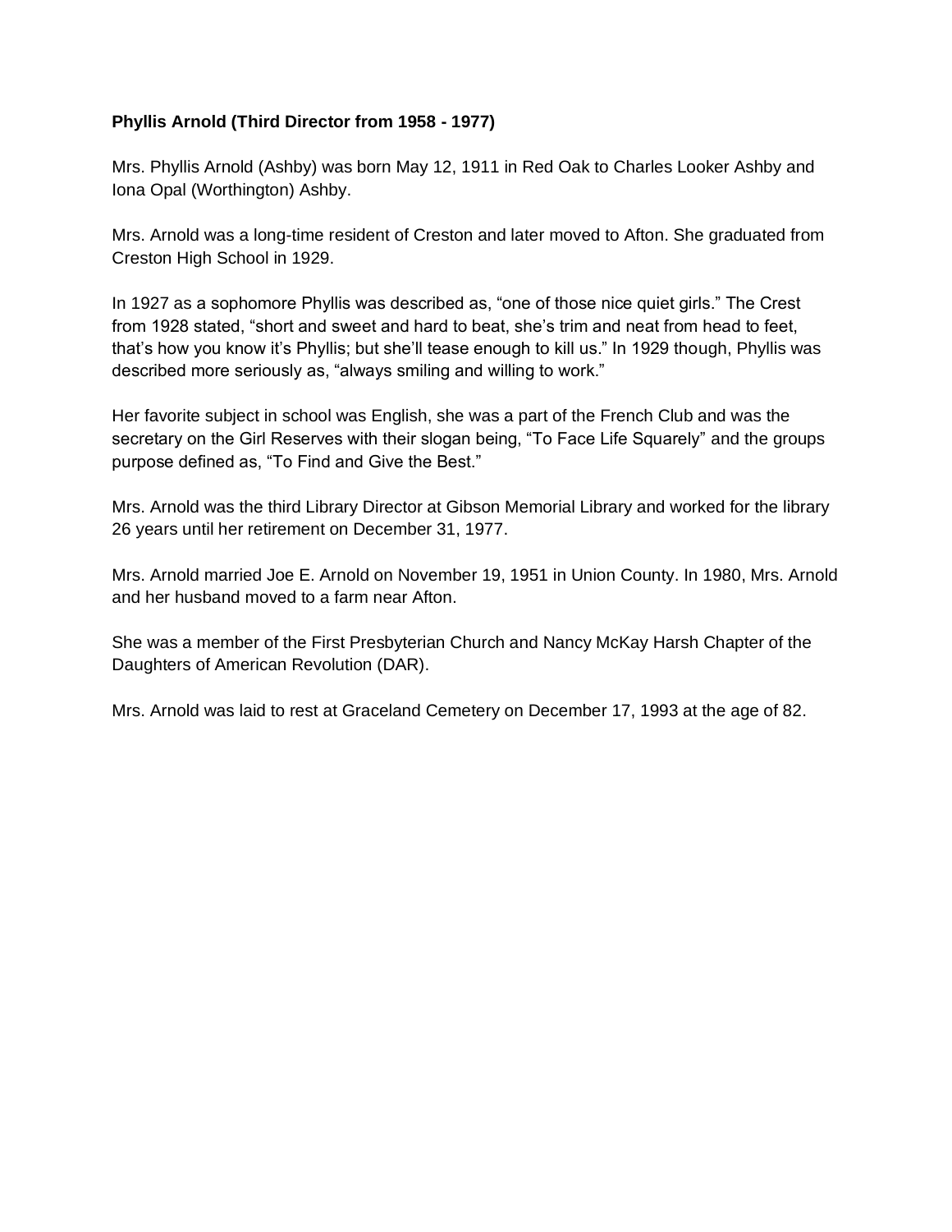**Phyllis Arnold (Third Director from 1958 - 1977)**

Mrs. Phyllis Arnold (Ashby) was born May 12, 1911 in Red Oak to Charles Looker Ashby and Iona Opal (Worthington) Ashby.

Mrs. Arnold was a long-time resident of Creston and later moved to Afton. She graduated from Creston High School in 1929.

In 1927 as a sophomore Phyllis was described as, "one of those nice quiet girls." The Crest from 1928 stated, "short and sweet and hard to beat, she's trim and neat from head to feet, that's how you know it's Phyllis; but she'll tease enough to kill us." In 1929 though, Phyllis was described more seriously as, "always smiling and willing to work."

Her favorite subject in school was English, she was a part of the French Club and was the secretary on the Girl Reserves with their slogan being, "To Face Life Squarely" and the groups purpose defined as, "To Find and Give the Best."

Mrs. Arnold was the third Library Director at Gibson Memorial Library and worked for the library 26 years until her retirement on December 31, 1977.

Mrs. Arnold married Joe E. Arnold on November 19, 1951 in Union County. In 1980, Mrs. Arnold and her husband moved to a farm near Afton.

She was a member of the First Presbyterian Church and Nancy McKay Harsh Chapter of the Daughters of American Revolution (DAR).

Mrs. Arnold was laid to rest at Graceland Cemetery on December 17, 1993 at the age of 82.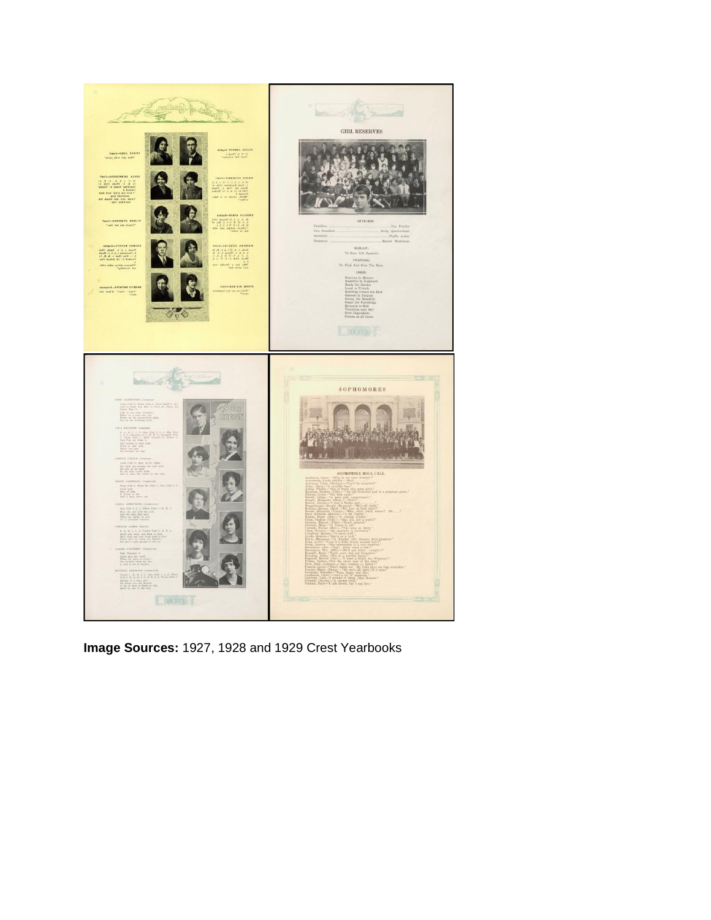**Image Sources:** 1927, 1928 and 1929 Crest Yearbooks